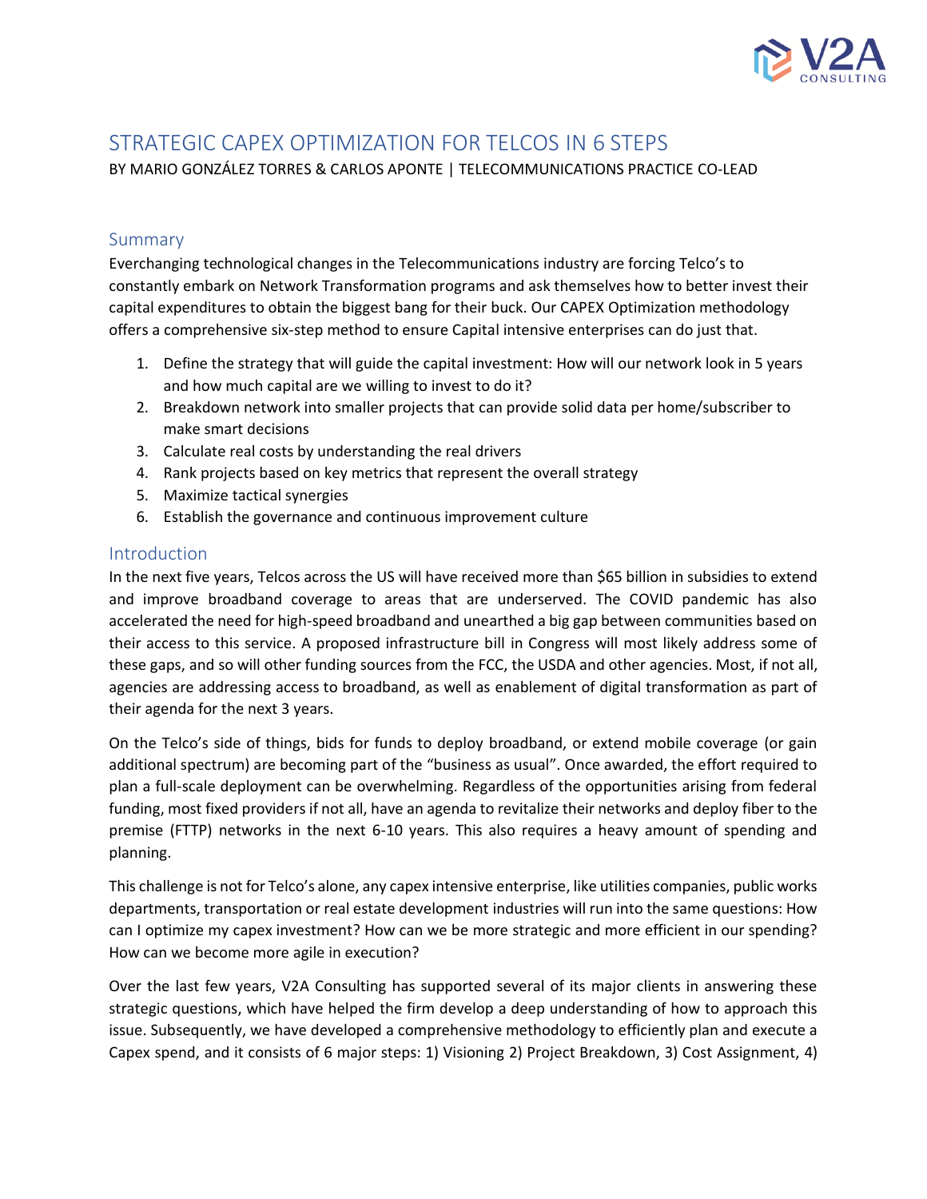# STRATEGIC CAPEX OPTIMIZATION FOR TELCOS IN 6 STEPS

BY MARIO GONZÁLEZ TORRES & CARLOS APONTE | TELECOMMUNICATIONS PRACTICE CO-LEAD

## Summary

Everchanging technological changes in the Telecommunications industry are forcing Telco's to constantly embark on Network Transformation programs and ask themselves how to better invest their capital expenditures to obtain the biggest bang for their buck. Our CAPEX Optimization methodology offers a comprehensive six-step method to ensure Capital intensive enterprises can do just that.

1. Define the strategy that will guide the capital investment: How will our network look in 5 years and how much capital are we willing to invest to do it?
2. Breakdown network into smaller projects that can provide solid data per home/subscriber to make smart decisions
3. Calculate real costs by understanding the real drivers
4. Rank projects based on key metrics that represent the overall strategy
5. Maximize tactical synergies
6. Establish the governance and continuous improvement culture

## Introduction

In the next five years, Telcos across the US will have received more than $65 billion in subsidies to extend and improve broadband coverage to areas that are underserved. The COVID pandemic has also accelerated the need for high-speed broadband and unearthed a big gap between communities based on their access to this service. A proposed infrastructure bill in Congress will most likely address some of these gaps, and so will other funding sources from the FCC, the USDA and other agencies. Most, if not all, agencies are addressing access to broadband, as well as enablement of digital transformation as part of their agenda for the next 3 years.

On the Telco's side of things, bids for funds to deploy broadband, or extend mobile coverage (or gain additional spectrum) are becoming part of the "business as usual". Once awarded, the effort required to plan a full-scale deployment can be overwhelming. Regardless of the opportunities arising from federal funding, most fixed providers if not all, have an agenda to revitalize their networks and deploy fiber to the premise (FTTP) networks in the next 6-10 years. This also requires a heavy amount of spending and planning.

This challenge is not for Telco's alone, any capex intensive enterprise, like utilities companies, public works departments, transportation or real estate development industries will run into the same questions: How can I optimize my capex investment? How can we be more strategic and more efficient in our spending? How can we become more agile in execution?

Over the last few years, V2A Consulting has supported several of its major clients in answering these strategic questions, which have helped the firm develop a deep understanding of how to approach this issue. Subsequently, we have developed a comprehensive methodology to efficiently plan and execute a Capex spend, and it consists of 6 major steps: 1) Visioning 2) Project Breakdown, 3) Cost Assignment, 4)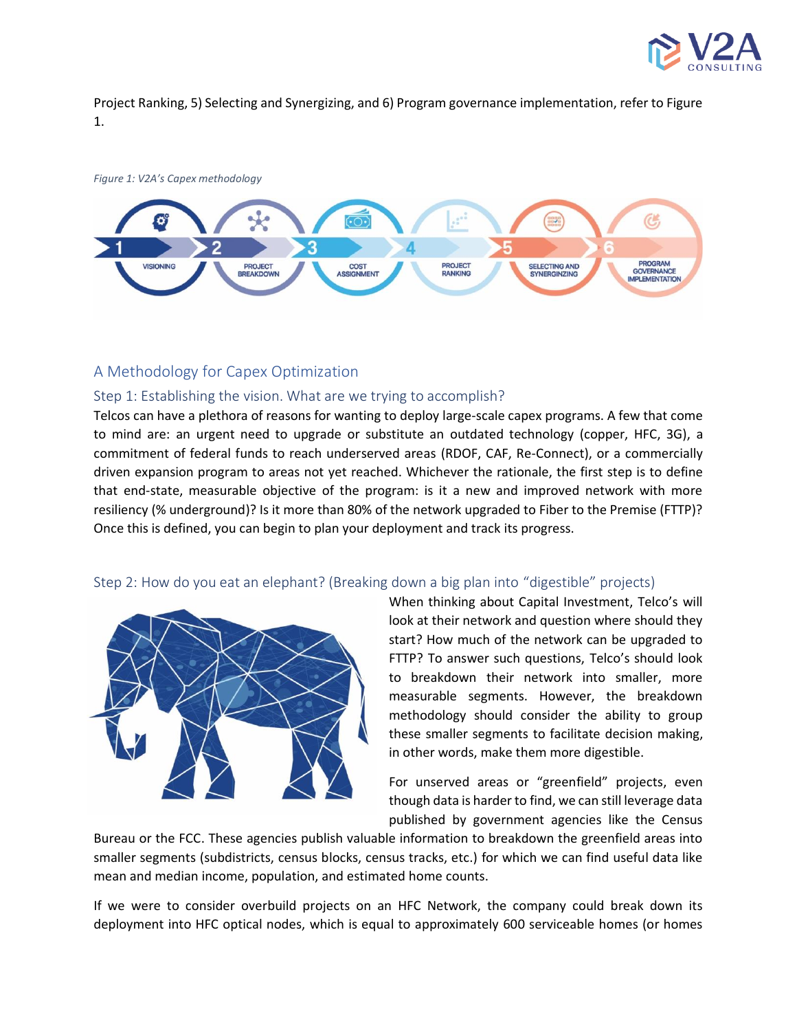Project Ranking, 5) Selecting and Synergizing, and 6) Program governance implementation, refer to Figure 1.

*Figure 1: V2A's Capex methodology*

## A Methodology for Capex Optimization

### Step 1: Establishing the vision. What are we trying to accomplish?

Telcos can have a plethora of reasons for wanting to deploy large-scale capex programs. A few that come to mind are: an urgent need to upgrade or substitute an outdated technology (copper, HFC, 3G), a commitment of federal funds to reach underserved areas (RDOF, CAF, Re-Connect), or a commercially driven expansion program to areas not yet reached. Whichever the rationale, the first step is to define that end-state, measurable objective of the program: is it a new and improved network with more resiliency (% underground)? Is it more than 80% of the network upgraded to Fiber to the Premise (FTTP)? Once this is defined, you can begin to plan your deployment and track its progress.

### Step 2: How do you eat an elephant? (Breaking down a big plan into "digestible" projects)

When thinking about Capital Investment, Telco's will look at their network and question where should they start? How much of the network can be upgraded to FTTP? To answer such questions, Telco's should look to breakdown their network into smaller, more measurable segments. However, the breakdown methodology should consider the ability to group these smaller segments to facilitate decision making, in other words, make them more digestible.

For unserved areas or "greenfield" projects, even though data is harder to find, we can still leverage data published by government agencies like the Census Bureau or the FCC. These agencies publish valuable information to breakdown the greenfield areas into smaller segments (subdistricts, census blocks, census tracts, etc.) for which we can find useful data like mean and median income, population, and estimated home counts.

If we were to consider overbuild projects on an HFC Network, the company could break down its deployment into HFC optical nodes, which is equal to approximately 600 serviceable homes (or homes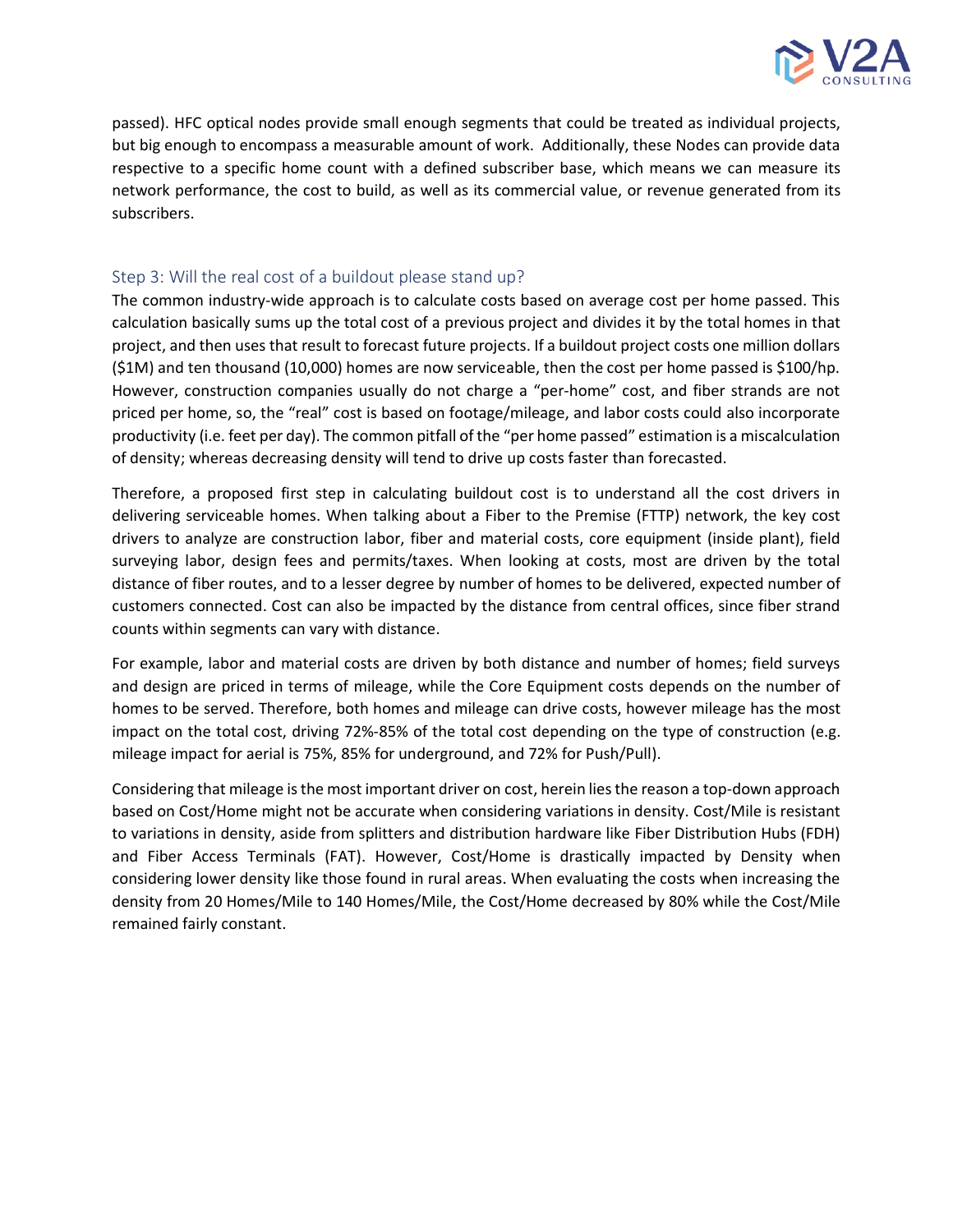passed). HFC optical nodes provide small enough segments that could be treated as individual projects, but big enough to encompass a measurable amount of work. Additionally, these Nodes can provide data respective to a specific home count with a defined subscriber base, which means we can measure its network performance, the cost to build, as well as its commercial value, or revenue generated from its subscribers.

### Step 3: Will the real cost of a buildout please stand up?

The common industry-wide approach is to calculate costs based on average cost per home passed. This calculation basically sums up the total cost of a previous project and divides it by the total homes in that project, and then uses that result to forecast future projects. If a buildout project costs one million dollars ($1M) and ten thousand (10,000) homes are now serviceable, then the cost per home passed is $100/hp. However, construction companies usually do not charge a "per-home" cost, and fiber strands are not priced per home, so, the "real" cost is based on footage/mileage, and labor costs could also incorporate productivity (i.e. feet per day). The common pitfall of the "per home passed" estimation is a miscalculation of density; whereas decreasing density will tend to drive up costs faster than forecasted.

Therefore, a proposed first step in calculating buildout cost is to understand all the cost drivers in delivering serviceable homes. When talking about a Fiber to the Premise (FTTP) network, the key cost drivers to analyze are construction labor, fiber and material costs, core equipment (inside plant), field surveying labor, design fees and permits/taxes. When looking at costs, most are driven by the total distance of fiber routes, and to a lesser degree by number of homes to be delivered, expected number of customers connected. Cost can also be impacted by the distance from central offices, since fiber strand counts within segments can vary with distance.

For example, labor and material costs are driven by both distance and number of homes; field surveys and design are priced in terms of mileage, while the Core Equipment costs depends on the number of homes to be served. Therefore, both homes and mileage can drive costs, however mileage has the most impact on the total cost, driving 72%-85% of the total cost depending on the type of construction (e.g. mileage impact for aerial is 75%, 85% for underground, and 72% for Push/Pull).

Considering that mileage is the most important driver on cost, herein lies the reason a top-down approach based on Cost/Home might not be accurate when considering variations in density. Cost/Mile is resistant to variations in density, aside from splitters and distribution hardware like Fiber Distribution Hubs (FDH) and Fiber Access Terminals (FAT). However, Cost/Home is drastically impacted by Density when considering lower density like those found in rural areas. When evaluating the costs when increasing the density from 20 Homes/Mile to 140 Homes/Mile, the Cost/Home decreased by 80% while the Cost/Mile remained fairly constant.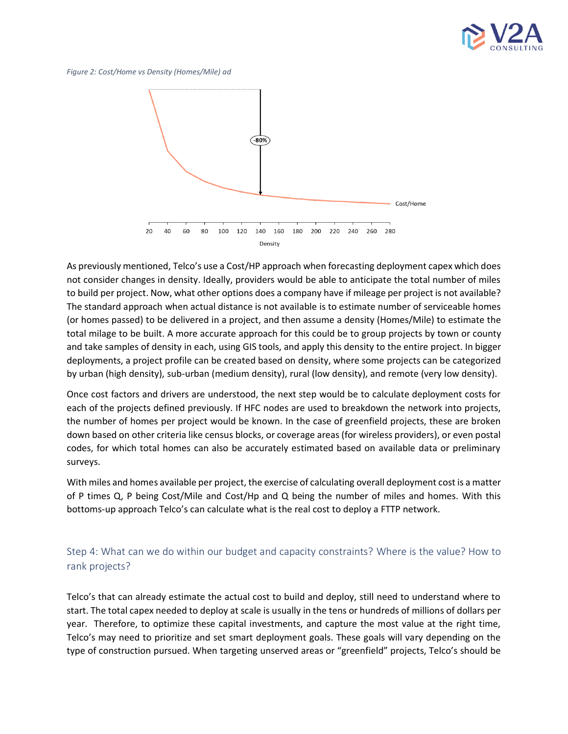*Figure 2: Cost/Home vs Density (Homes/Mile) ad*

As previously mentioned, Telco's use a Cost/HP approach when forecasting deployment capex which does not consider changes in density. Ideally, providers would be able to anticipate the total number of miles to build per project. Now, what other options does a company have if mileage per project is not available? The standard approach when actual distance is not available is to estimate number of serviceable homes (or homes passed) to be delivered in a project, and then assume a density (Homes/Mile) to estimate the total milage to be built. A more accurate approach for this could be to group projects by town or county and take samples of density in each, using GIS tools, and apply this density to the entire project. In bigger deployments, a project profile can be created based on density, where some projects can be categorized by urban (high density), sub-urban (medium density), rural (low density), and remote (very low density).

Once cost factors and drivers are understood, the next step would be to calculate deployment costs for each of the projects defined previously. If HFC nodes are used to breakdown the network into projects, the number of homes per project would be known. In the case of greenfield projects, these are broken down based on other criteria like census blocks, or coverage areas (for wireless providers), or even postal codes, for which total homes can also be accurately estimated based on available data or preliminary surveys.

With miles and homes available per project, the exercise of calculating overall deployment cost is a matter of P times Q, P being Cost/Mile and Cost/Hp and Q being the number of miles and homes. With this bottoms-up approach Telco's can calculate what is the real cost to deploy a FTTP network.

## Step 4: What can we do within our budget and capacity constraints? Where is the value? How to rank projects?

Telco's that can already estimate the actual cost to build and deploy, still need to understand where to start. The total capex needed to deploy at scale is usually in the tens or hundreds of millions of dollars per year. Therefore, to optimize these capital investments, and capture the most value at the right time, Telco's may need to prioritize and set smart deployment goals. These goals will vary depending on the type of construction pursued. When targeting unserved areas or "greenfield" projects, Telco's should be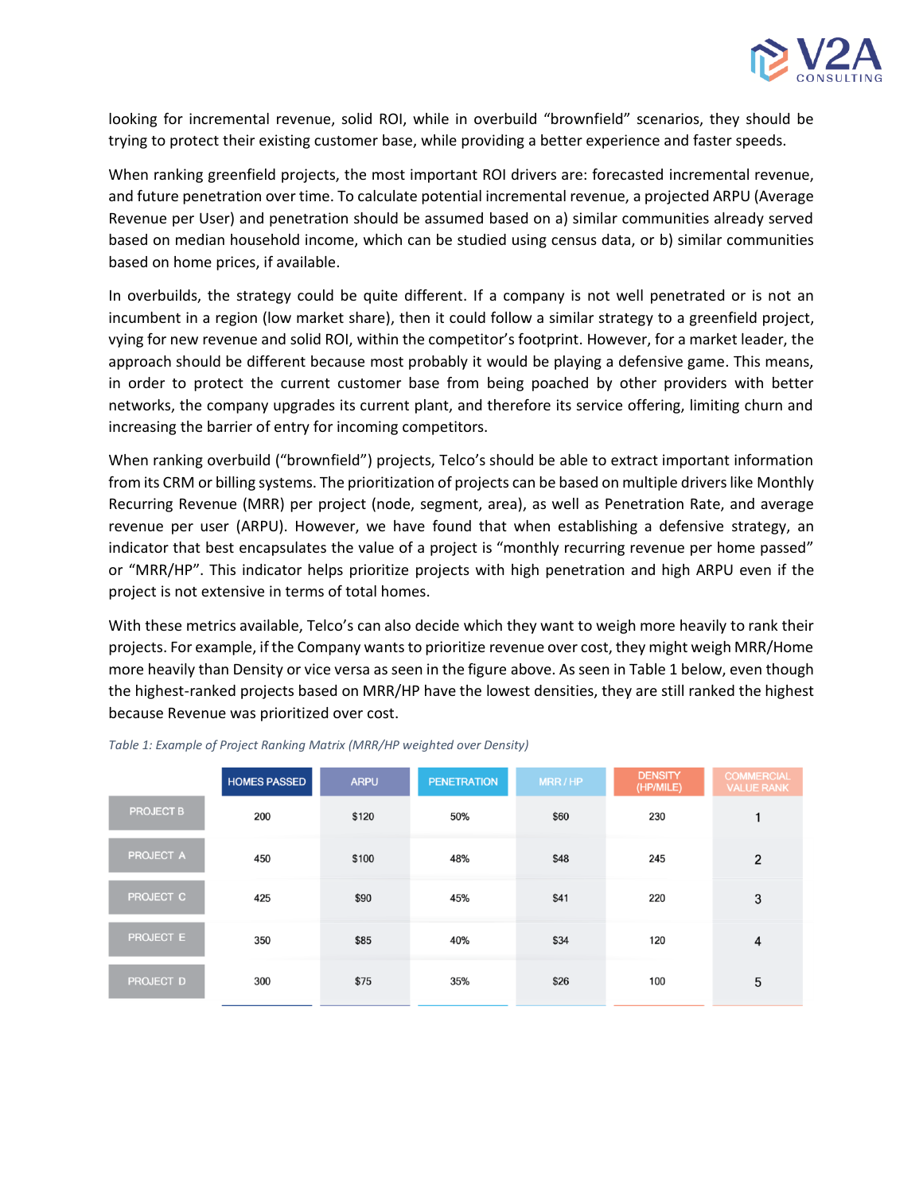looking for incremental revenue, solid ROI, while in overbuild "brownfield" scenarios, they should be trying to protect their existing customer base, while providing a better experience and faster speeds.

When ranking greenfield projects, the most important ROI drivers are: forecasted incremental revenue, and future penetration over time. To calculate potential incremental revenue, a projected ARPU (Average Revenue per User) and penetration should be assumed based on a) similar communities already served based on median household income, which can be studied using census data, or b) similar communities based on home prices, if available.

In overbuilds, the strategy could be quite different. If a company is not well penetrated or is not an incumbent in a region (low market share), then it could follow a similar strategy to a greenfield project, vying for new revenue and solid ROI, within the competitor's footprint. However, for a market leader, the approach should be different because most probably it would be playing a defensive game. This means, in order to protect the current customer base from being poached by other providers with better networks, the company upgrades its current plant, and therefore its service offering, limiting churn and increasing the barrier of entry for incoming competitors.

When ranking overbuild ("brownfield") projects, Telco's should be able to extract important information from its CRM or billing systems. The prioritization of projects can be based on multiple drivers like Monthly Recurring Revenue (MRR) per project (node, segment, area), as well as Penetration Rate, and average revenue per user (ARPU). However, we have found that when establishing a defensive strategy, an indicator that best encapsulates the value of a project is "monthly recurring revenue per home passed" or "MRR/HP". This indicator helps prioritize projects with high penetration and high ARPU even if the project is not extensive in terms of total homes.

With these metrics available, Telco's can also decide which they want to weigh more heavily to rank their projects. For example, if the Company wants to prioritize revenue over cost, they might weigh MRR/Home more heavily than Density or vice versa as seen in the figure above. As seen in Table 1 below, even though the highest-ranked projects based on MRR/HP have the lowest densities, they are still ranked the highest because Revenue was prioritized over cost.

*Table 1: Example of Project Ranking Matrix (MRR/HP weighted over Density)*

| | HOMES PASSED | ARPU | PENETRATION | MRR / HP | DENSITY (HP/MILE) | COMMERCIAL VALUE RANK |
|---|---|---|---|---|---|---|
| PROJECT B | 200 | $120 | 50% | $60 | 230 | 1 |
| PROJECT A | 450 | $100 | 48% | $48 | 245 | 2 |
| PROJECT C | 425 | $90 | 45% | $41 | 220 | 3 |
| PROJECT E | 350 | $85 | 40% | $34 | 120 | 4 |
| PROJECT D | 300 | $75 | 35% | $26 | 100 | 5 |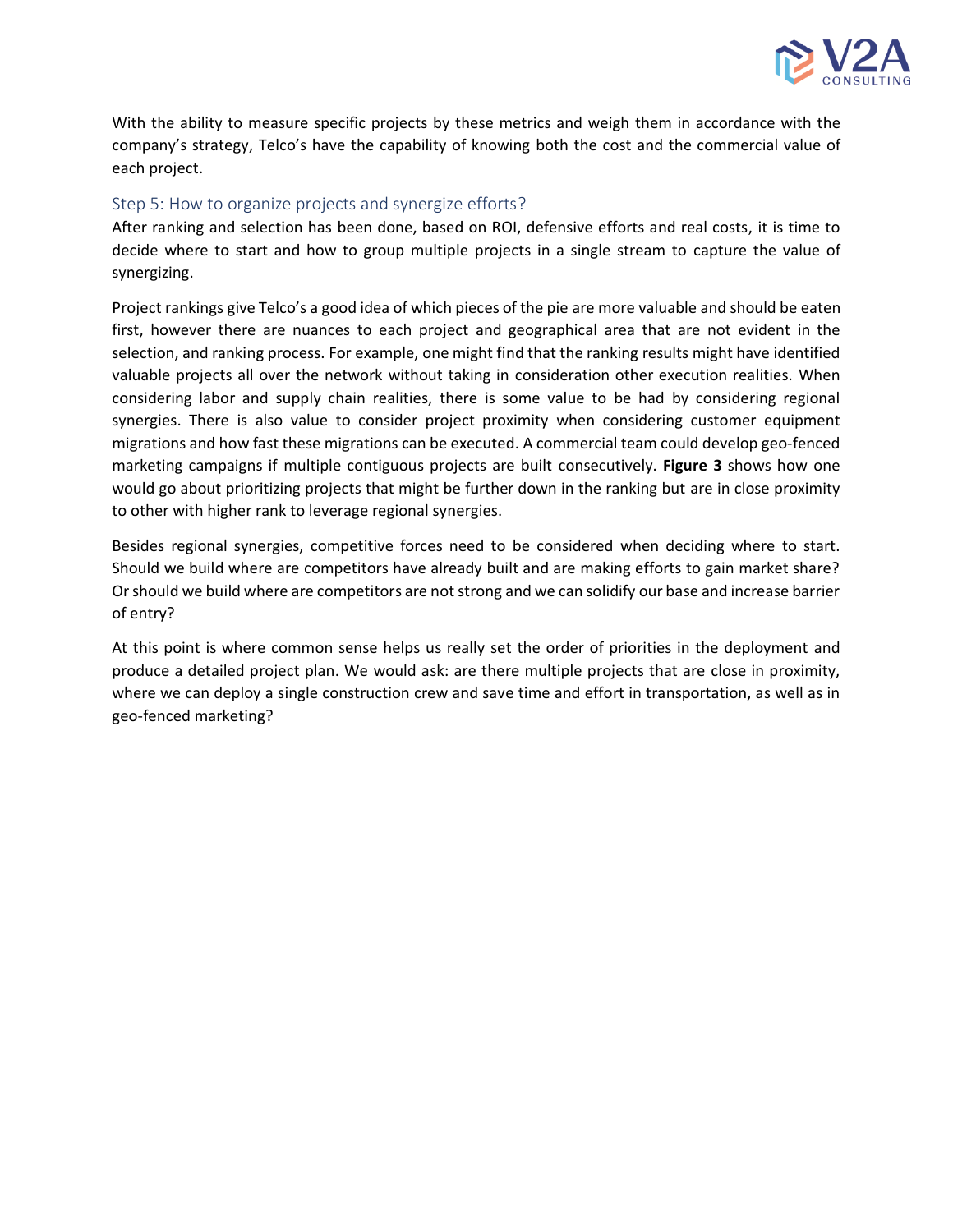With the ability to measure specific projects by these metrics and weigh them in accordance with the company's strategy, Telco's have the capability of knowing both the cost and the commercial value of each project.

### Step 5: How to organize projects and synergize efforts?

After ranking and selection has been done, based on ROI, defensive efforts and real costs, it is time to decide where to start and how to group multiple projects in a single stream to capture the value of synergizing.

Project rankings give Telco's a good idea of which pieces of the pie are more valuable and should be eaten first, however there are nuances to each project and geographical area that are not evident in the selection, and ranking process. For example, one might find that the ranking results might have identified valuable projects all over the network without taking in consideration other execution realities. When considering labor and supply chain realities, there is some value to be had by considering regional synergies. There is also value to consider project proximity when considering customer equipment migrations and how fast these migrations can be executed. A commercial team could develop geo-fenced marketing campaigns if multiple contiguous projects are built consecutively. **Figure 3** shows how one would go about prioritizing projects that might be further down in the ranking but are in close proximity to other with higher rank to leverage regional synergies.

Besides regional synergies, competitive forces need to be considered when deciding where to start. Should we build where are competitors have already built and are making efforts to gain market share? Or should we build where are competitors are not strong and we can solidify our base and increase barrier of entry?

At this point is where common sense helps us really set the order of priorities in the deployment and produce a detailed project plan. We would ask: are there multiple projects that are close in proximity, where we can deploy a single construction crew and save time and effort in transportation, as well as in geo-fenced marketing?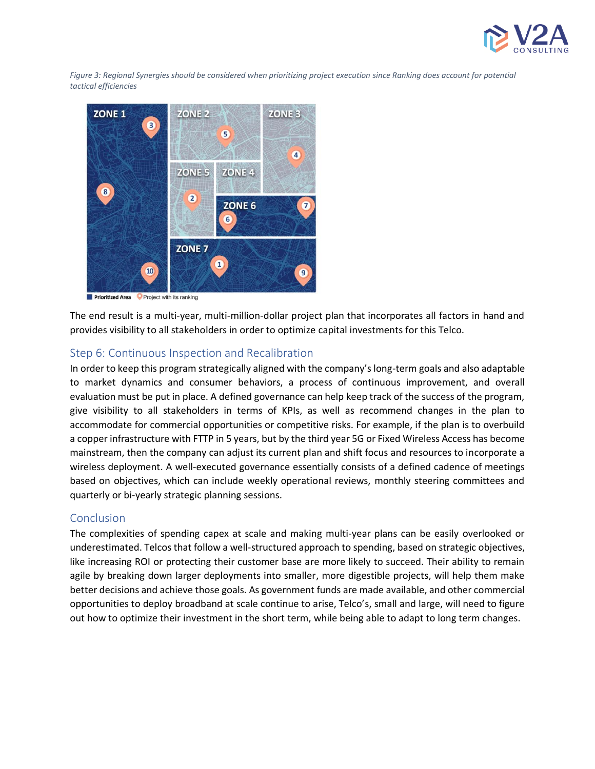*Figure 3: Regional Synergies should be considered when prioritizing project execution since Ranking does account for potential tactical efficiencies*

The end result is a multi-year, multi-million-dollar project plan that incorporates all factors in hand and provides visibility to all stakeholders in order to optimize capital investments for this Telco.

## Step 6: Continuous Inspection and Recalibration

In order to keep this program strategically aligned with the company's long-term goals and also adaptable to market dynamics and consumer behaviors, a process of continuous improvement, and overall evaluation must be put in place. A defined governance can help keep track of the success of the program, give visibility to all stakeholders in terms of KPIs, as well as recommend changes in the plan to accommodate for commercial opportunities or competitive risks. For example, if the plan is to overbuild a copper infrastructure with FTTP in 5 years, but by the third year 5G or Fixed Wireless Access has become mainstream, then the company can adjust its current plan and shift focus and resources to incorporate a wireless deployment. A well-executed governance essentially consists of a defined cadence of meetings based on objectives, which can include weekly operational reviews, monthly steering committees and quarterly or bi-yearly strategic planning sessions.

## Conclusion

The complexities of spending capex at scale and making multi-year plans can be easily overlooked or underestimated. Telcos that follow a well-structured approach to spending, based on strategic objectives, like increasing ROI or protecting their customer base are more likely to succeed. Their ability to remain agile by breaking down larger deployments into smaller, more digestible projects, will help them make better decisions and achieve those goals. As government funds are made available, and other commercial opportunities to deploy broadband at scale continue to arise, Telco's, small and large, will need to figure out how to optimize their investment in the short term, while being able to adapt to long term changes.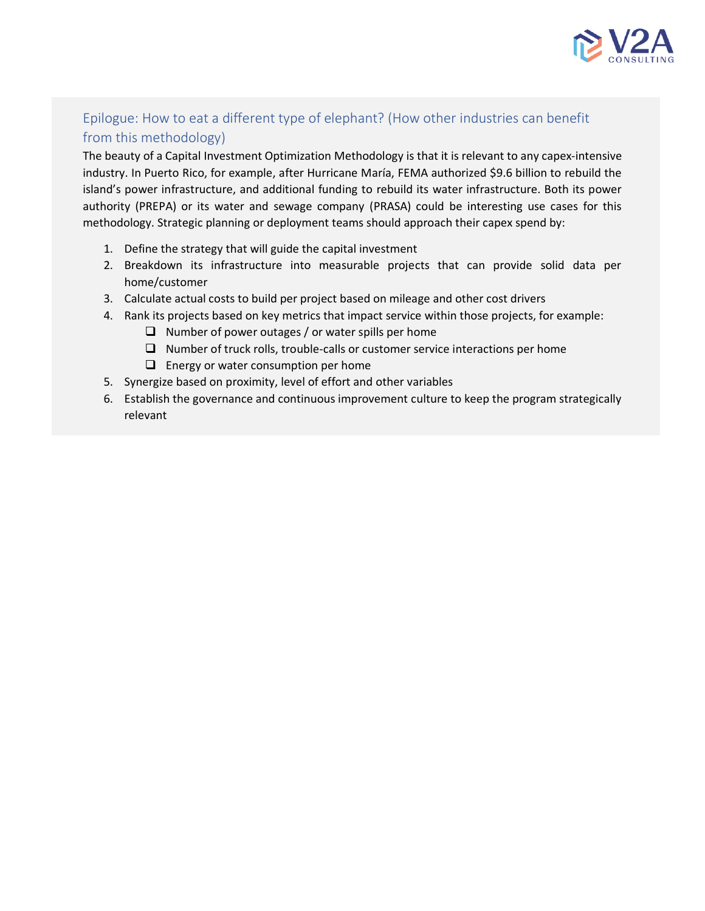## Epilogue: How to eat a different type of elephant? (How other industries can benefit from this methodology)

The beauty of a Capital Investment Optimization Methodology is that it is relevant to any capex-intensive industry. In Puerto Rico, for example, after Hurricane María, FEMA authorized $9.6 billion to rebuild the island's power infrastructure, and additional funding to rebuild its water infrastructure. Both its power authority (PREPA) or its water and sewage company (PRASA) could be interesting use cases for this methodology. Strategic planning or deployment teams should approach their capex spend by:

1. Define the strategy that will guide the capital investment
2. Breakdown its infrastructure into measurable projects that can provide solid data per home/customer
3. Calculate actual costs to build per project based on mileage and other cost drivers
4. Rank its projects based on key metrics that impact service within those projects, for example:
   - ❑ Number of power outages / or water spills per home
   - ❑ Number of truck rolls, trouble-calls or customer service interactions per home
   - ❑ Energy or water consumption per home
5. Synergize based on proximity, level of effort and other variables
6. Establish the governance and continuous improvement culture to keep the program strategically relevant